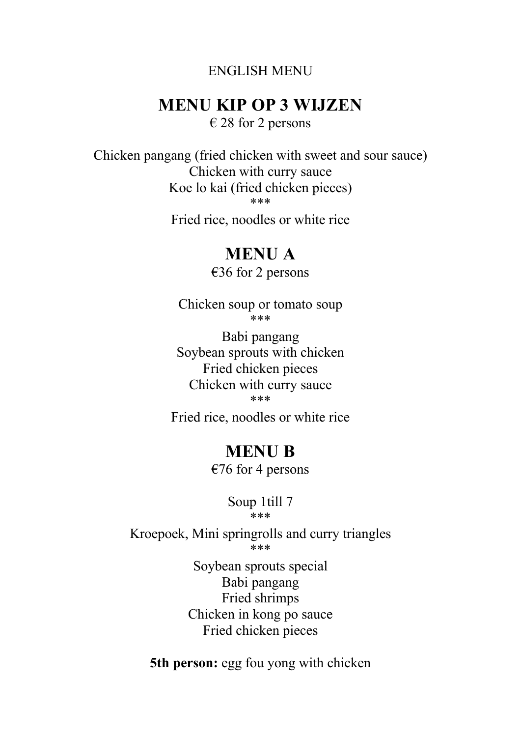ENGLISH MENU

## MENU KIP OP 3 WIJZEN

€ 28 for 2 persons

Chicken pangang (fried chicken with sweet and sour sauce)
Chicken with curry sauce
Koe lo kai (fried chicken pieces)
***
Fried rice, noodles or white rice

## MENU A

€36 for 2 persons

Chicken soup or tomato soup
***
Babi pangang
Soybean sprouts with chicken
Fried chicken pieces
Chicken with curry sauce
***
Fried rice, noodles or white rice

## MENU B

€76 for 4 persons

Soup 1till 7
***
Kroepoek, Mini springrolls and curry triangles
***
Soybean sprouts special
Babi pangang
Fried shrimps
Chicken in kong po sauce
Fried chicken pieces

**5th person:** egg fou yong with chicken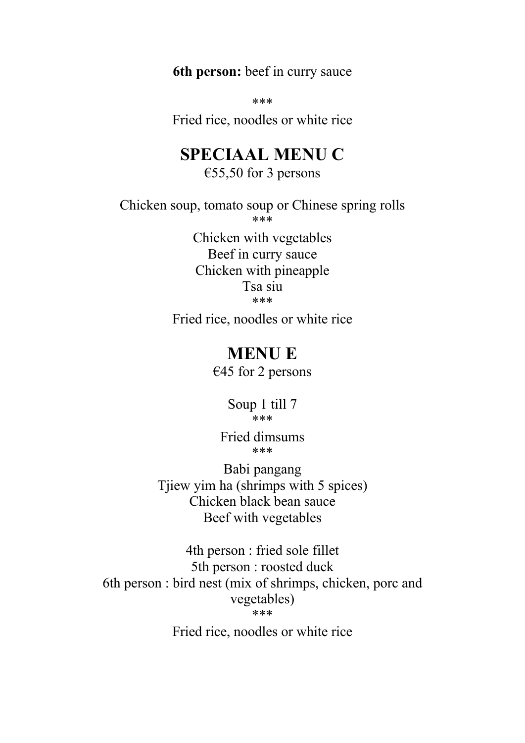**6th person:** beef in curry sauce

***

Fried rice, noodles or white rice

## SPECIAAL MENU C

€55,50 for 3 persons

Chicken soup, tomato soup or Chinese spring rolls

***

Chicken with vegetables
Beef in curry sauce
Chicken with pineapple
Tsa siu

***

Fried rice, noodles or white rice

## MENU E

€45 for 2 persons

Soup 1 till 7

***

Fried dimsums

***

Babi pangang
Tjiew yim ha (shrimps with 5 spices)
Chicken black bean sauce
Beef with vegetables

4th person : fried sole fillet
5th person : roosted duck
6th person : bird nest (mix of shrimps, chicken, porc and vegetables)

***

Fried rice, noodles or white rice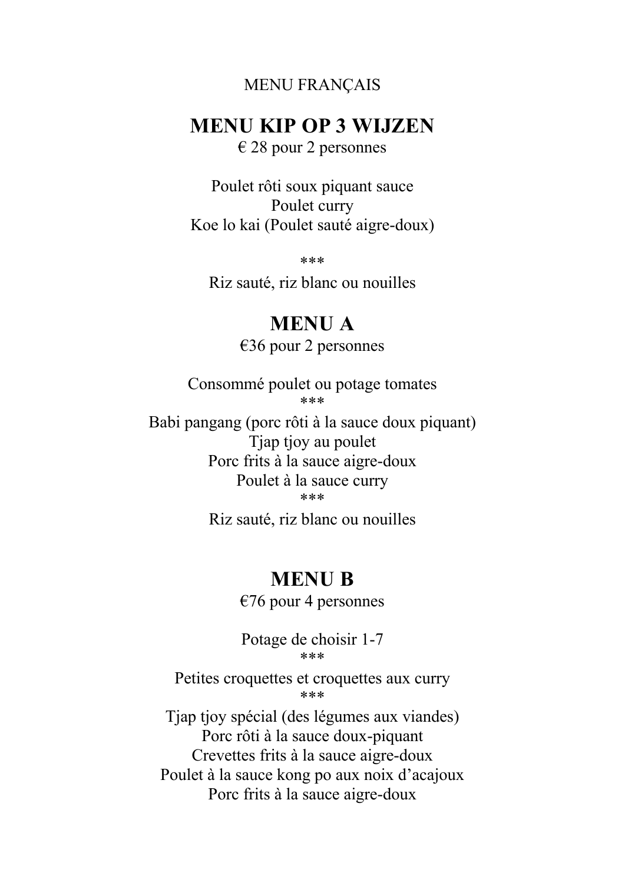MENU FRANÇAIS

## MENU KIP OP 3 WIJZEN

€ 28 pour 2 personnes

Poulet rôti soux piquant sauce
Poulet curry
Koe lo kai (Poulet sauté aigre-doux)

***

Riz sauté, riz blanc ou nouilles

## MENU A

€36 pour 2 personnes

Consommé poulet ou potage tomates

***

Babi pangang (porc rôti à la sauce doux piquant)
Tjap tjoy au poulet
Porc frits à la sauce aigre-doux
Poulet à la sauce curry

***

Riz sauté, riz blanc ou nouilles

## MENU B

€76 pour 4 personnes

Potage de choisir 1-7

***

Petites croquettes et croquettes aux curry

***

Tjap tjoy spécial (des légumes aux viandes)
Porc rôti à la sauce doux-piquant
Crevettes frits à la sauce aigre-doux
Poulet à la sauce kong po aux noix d'acajoux
Porc frits à la sauce aigre-doux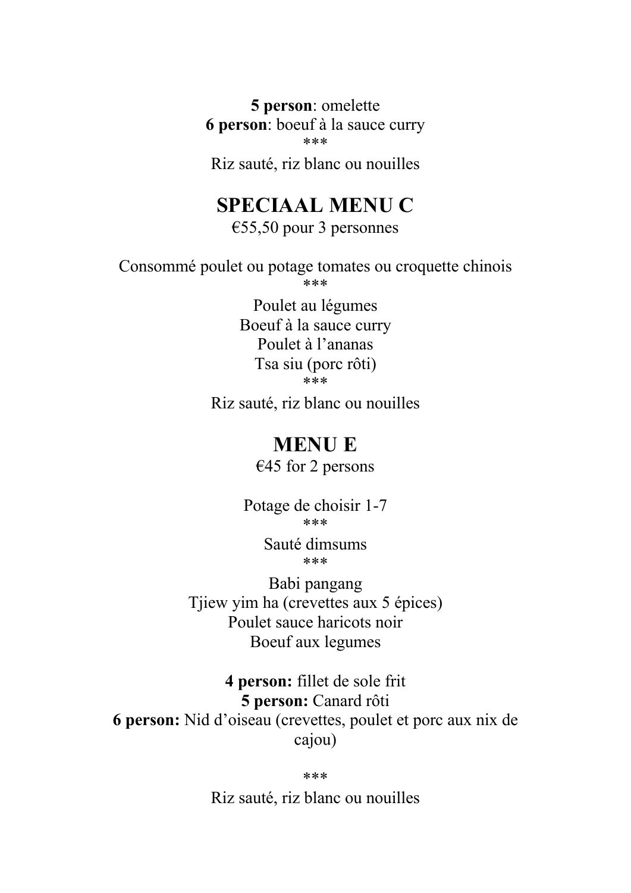**5 person**: omelette
**6 person**: boeuf à la sauce curry
***
Riz sauté, riz blanc ou nouilles

## SPECIAAL MENU C

€55,50 pour 3 personnes

Consommé poulet ou potage tomates ou croquette chinois
***
Poulet au légumes
Boeuf à la sauce curry
Poulet à l'ananas
Tsa siu (porc rôti)
***
Riz sauté, riz blanc ou nouilles

## MENU E

€45 for 2 persons

Potage de choisir 1-7
***
Sauté dimsums
***
Babi pangang
Tjiew yim ha (crevettes aux 5 épices)
Poulet sauce haricots noir
Boeuf aux legumes

**4 person:** fillet de sole frit
**5 person:** Canard rôti
**6 person:** Nid d'oiseau (crevettes, poulet et porc aux nix de cajou)

***
Riz sauté, riz blanc ou nouilles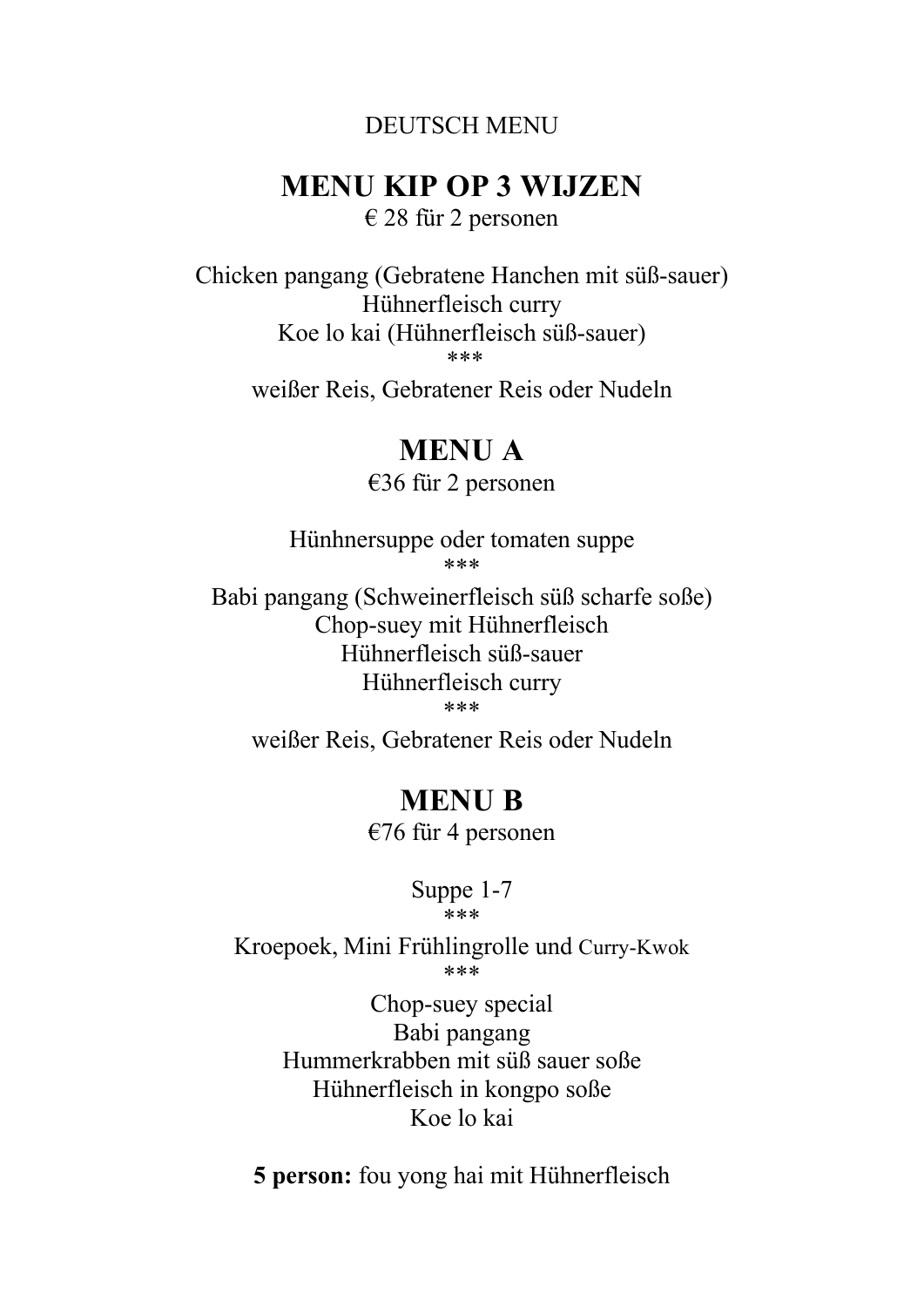DEUTSCH MENU

## MENU KIP OP 3 WIJZEN

€ 28 für 2 personen

Chicken pangang (Gebratene Hanchen mit süß-sauer)
Hühnerfleisch curry
Koe lo kai (Hühnerfleisch süß-sauer)
***
weißer Reis, Gebratener Reis oder Nudeln

## MENU A

€36 für 2 personen

Hünhnersuppe oder tomaten suppe
***
Babi pangang (Schweinerfleisch süß scharfe soße)
Chop-suey mit Hühnerfleisch
Hühnerfleisch süß-sauer
Hühnerfleisch curry
***
weißer Reis, Gebratener Reis oder Nudeln

## MENU B

€76 für 4 personen

Suppe 1-7
***
Kroepoek, Mini Frühlingrolle und Curry-Kwok
***
Chop-suey special
Babi pangang
Hummerkrabben mit süß sauer soße
Hühnerfleisch in kongpo soße
Koe lo kai

**5 person:** fou yong hai mit Hühnerfleisch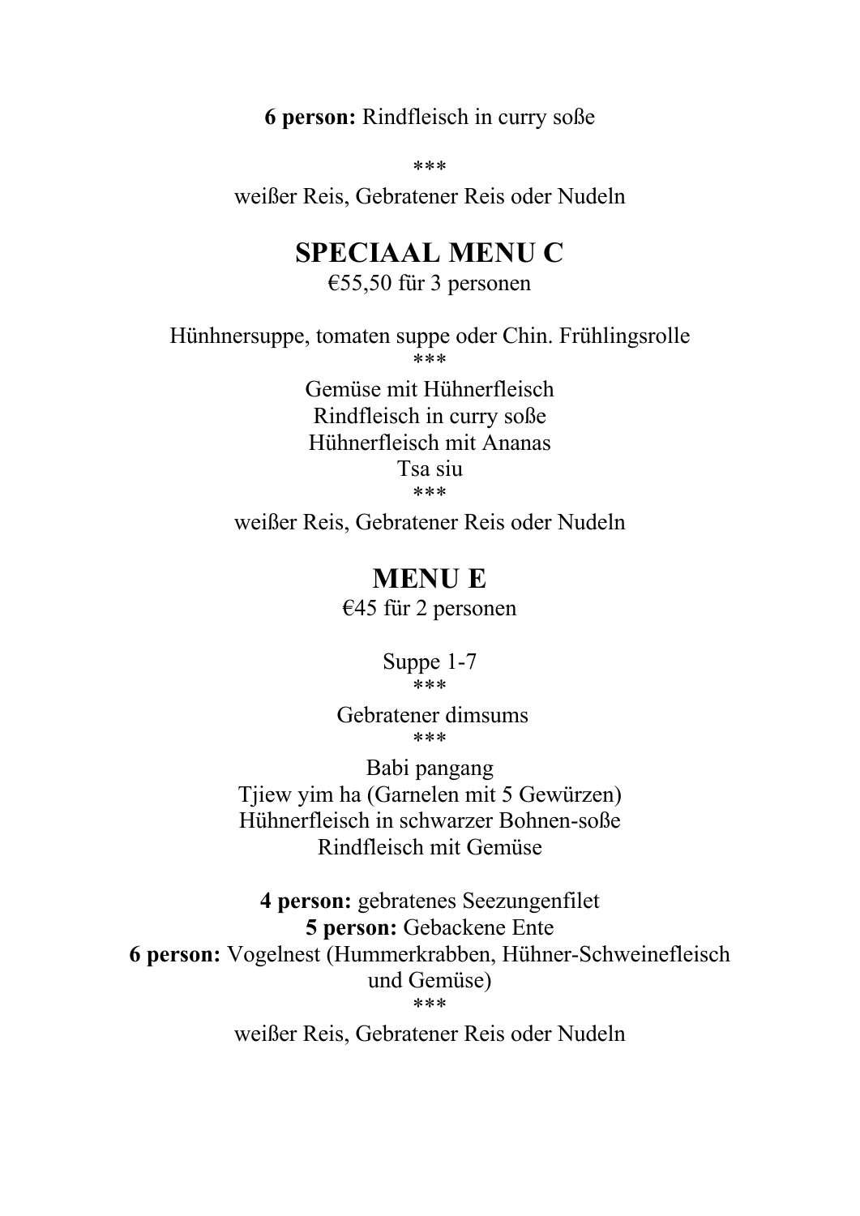**6 person:** Rindfleisch in curry soße

***

weißer Reis, Gebratener Reis oder Nudeln

## SPECIAAL MENU C

€55,50 für 3 personen

Hünhnersuppe, tomaten suppe oder Chin. Frühlingsrolle

***

Gemüse mit Hühnerfleisch

Rindfleisch in curry soße

Hühnerfleisch mit Ananas

Tsa siu

***

weißer Reis, Gebratener Reis oder Nudeln

## MENU E

€45 für 2 personen

Suppe 1-7

***

Gebratener dimsums

***

Babi pangang

Tjiew yim ha (Garnelen mit 5 Gewürzen)

Hühnerfleisch in schwarzer Bohnen-soße

Rindfleisch mit Gemüse

**4 person:** gebratenes Seezungenfilet

**5 person:** Gebackene Ente

**6 person:** Vogelnest (Hummerkrabben, Hühner-Schweinefleisch und Gemüse)

***

weißer Reis, Gebratener Reis oder Nudeln